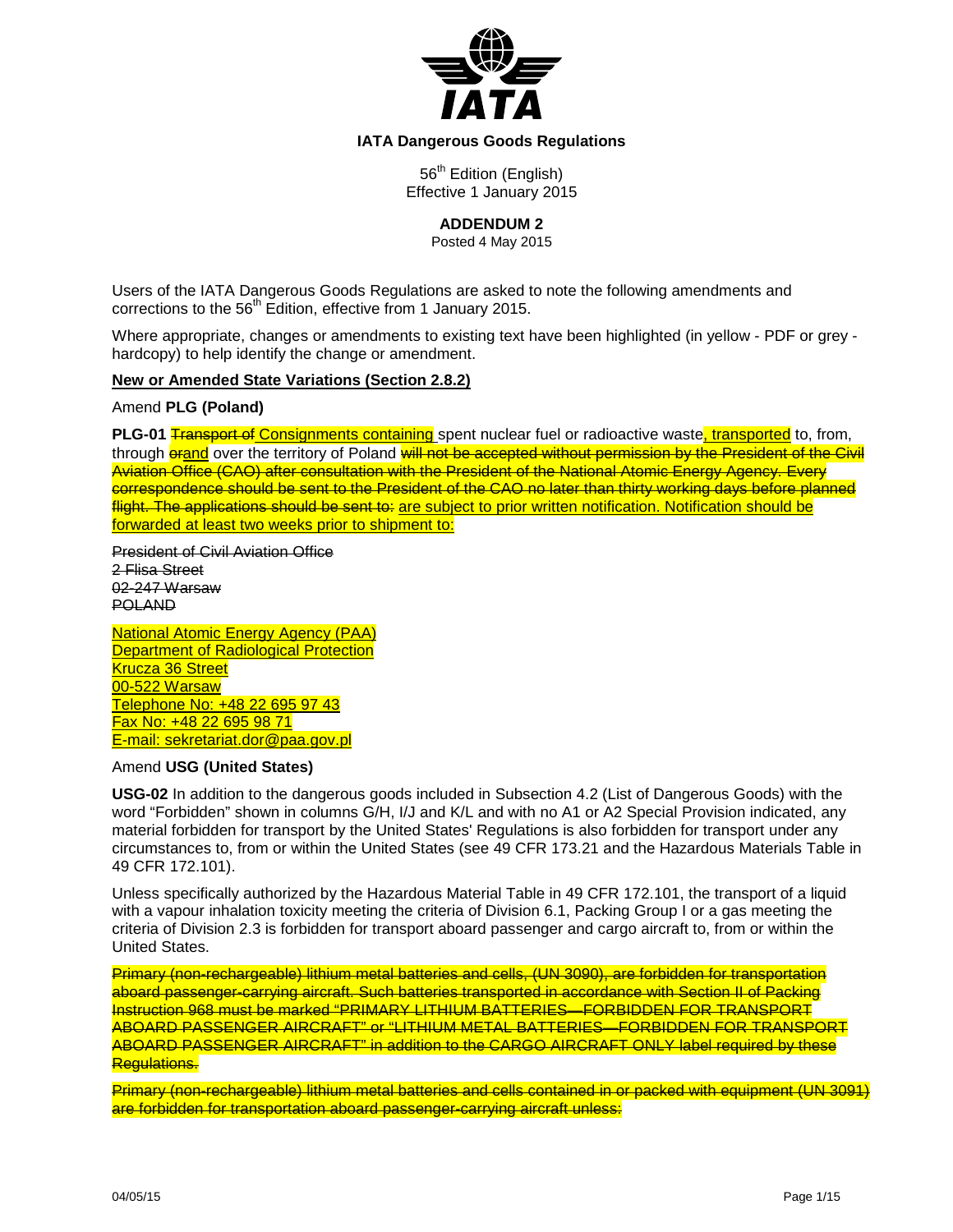**IATA Dangerous Goods Regulations**

56th Edition (English)
Effective 1 January 2015

**ADDENDUM 2**

Posted 4 May 2015

Users of the IATA Dangerous Goods Regulations are asked to note the following amendments and corrections to the 56th Edition, effective from 1 January 2015.

Where appropriate, changes or amendments to existing text have been highlighted (in yellow - PDF or grey - hardcopy) to help identify the change or amendment.

**<u>New or Amended State Variations (Section 2.8.2)</u>**

Amend **PLG (Poland)**

**PLG-01** ~~Transport of~~ <u>Consignments containing</u> spent nuclear fuel or radioactive waste<u>, transported</u> to, from, through ~~or~~<u>and</u> over the territory of Poland ~~will not be accepted without permission by the President of the Civil Aviation Office (CAO) after consultation with the President of the National Atomic Energy Agency. Every correspondence should be sent to the President of the CAO no later than thirty working days before planned flight. The applications should be sent to:~~ <u>are subject to prior written notification. Notification should be forwarded at least two weeks prior to shipment to:</u>

~~President of Civil Aviation Office~~
~~2 Flisa Street~~
~~02-247 Warsaw~~
~~POLAND~~

<u>National Atomic Energy Agency (PAA)</u>
<u>Department of Radiological Protection</u>
<u>Krucza 36 Street</u>
<u>00-522 Warsaw</u>
<u>Telephone No: +48 22 695 97 43</u>
<u>Fax No: +48 22 695 98 71</u>
<u>E-mail: sekretariat.dor@paa.gov.pl</u>

Amend **USG (United States)**

**USG-02** In addition to the dangerous goods included in Subsection 4.2 (List of Dangerous Goods) with the word "Forbidden" shown in columns G/H, I/J and K/L and with no A1 or A2 Special Provision indicated, any material forbidden for transport by the United States' Regulations is also forbidden for transport under any circumstances to, from or within the United States (see 49 CFR 173.21 and the Hazardous Materials Table in 49 CFR 172.101).

Unless specifically authorized by the Hazardous Material Table in 49 CFR 172.101, the transport of a liquid with a vapour inhalation toxicity meeting the criteria of Division 6.1, Packing Group I or a gas meeting the criteria of Division 2.3 is forbidden for transport aboard passenger and cargo aircraft to, from or within the United States.

~~Primary (non-rechargeable) lithium metal batteries and cells, (UN 3090), are forbidden for transportation aboard passenger-carrying aircraft. Such batteries transported in accordance with Section II of Packing Instruction 968 must be marked "PRIMARY LITHIUM BATTERIES—FORBIDDEN FOR TRANSPORT ABOARD PASSENGER AIRCRAFT" or "LITHIUM METAL BATTERIES—FORBIDDEN FOR TRANSPORT ABOARD PASSENGER AIRCRAFT" in addition to the CARGO AIRCRAFT ONLY label required by these Regulations.~~

~~Primary (non-rechargeable) lithium metal batteries and cells contained in or packed with equipment (UN 3091) are forbidden for transportation aboard passenger-carrying aircraft unless:~~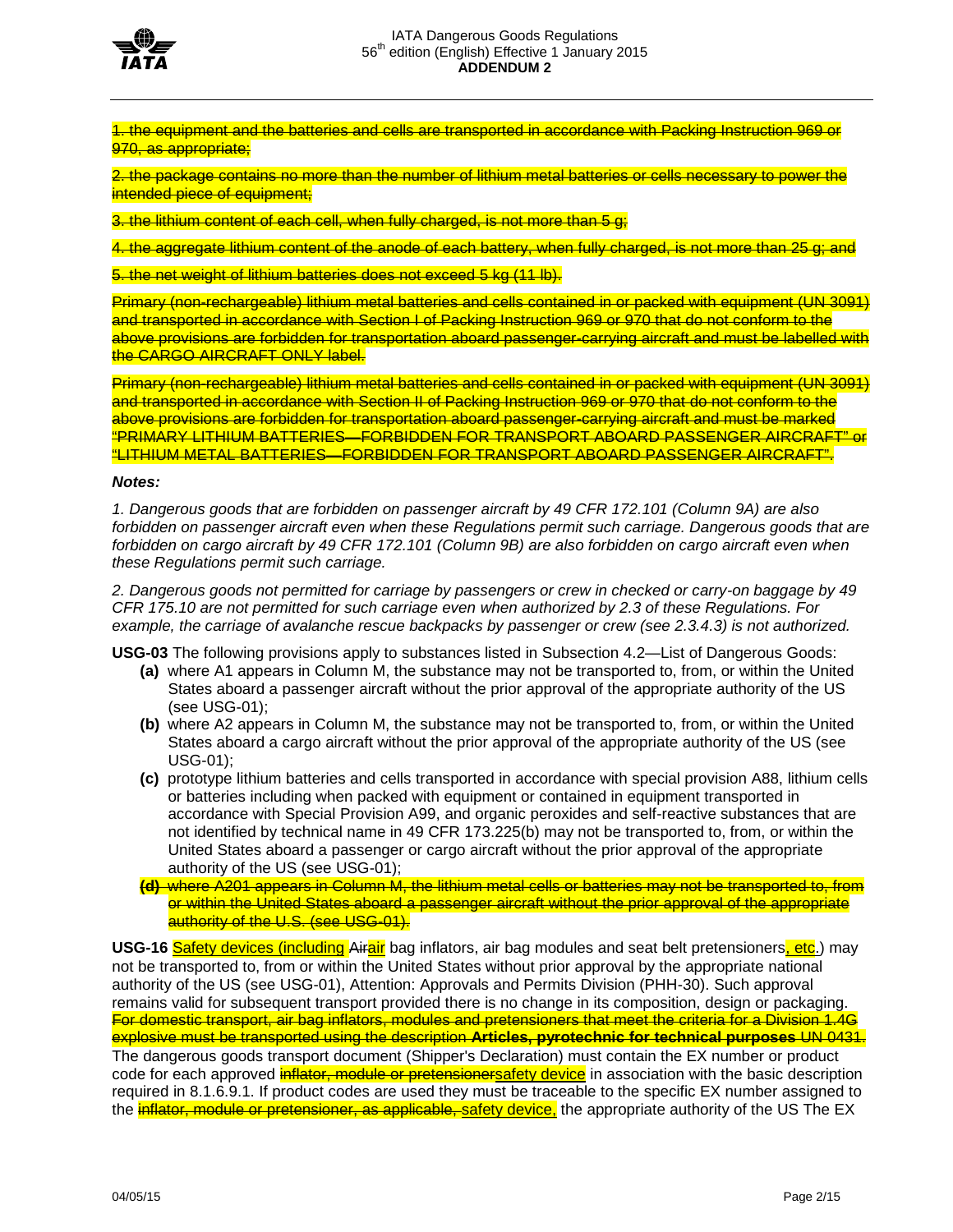~~1. the equipment and the batteries and cells are transported in accordance with Packing Instruction 969 or 970, as appropriate;~~

~~2. the package contains no more than the number of lithium metal batteries or cells necessary to power the intended piece of equipment;~~

~~3. the lithium content of each cell, when fully charged, is not more than 5 g;~~

~~4. the aggregate lithium content of the anode of each battery, when fully charged, is not more than 25 g; and~~

~~5. the net weight of lithium batteries does not exceed 5 kg (11 lb).~~

~~Primary (non-rechargeable) lithium metal batteries and cells contained in or packed with equipment (UN 3091) and transported in accordance with Section I of Packing Instruction 969 or 970 that do not conform to the above provisions are forbidden for transportation aboard passenger-carrying aircraft and must be labelled with the CARGO AIRCRAFT ONLY label.~~

~~Primary (non-rechargeable) lithium metal batteries and cells contained in or packed with equipment (UN 3091) and transported in accordance with Section II of Packing Instruction 969 or 970 that do not conform to the above provisions are forbidden for transportation aboard passenger-carrying aircraft and must be marked "PRIMARY LITHIUM BATTERIES—FORBIDDEN FOR TRANSPORT ABOARD PASSENGER AIRCRAFT" or "LITHIUM METAL BATTERIES—FORBIDDEN FOR TRANSPORT ABOARD PASSENGER AIRCRAFT".~~

***Notes:***

*1. Dangerous goods that are forbidden on passenger aircraft by 49 CFR 172.101 (Column 9A) are also forbidden on passenger aircraft even when these Regulations permit such carriage. Dangerous goods that are forbidden on cargo aircraft by 49 CFR 172.101 (Column 9B) are also forbidden on cargo aircraft even when these Regulations permit such carriage.*

*2. Dangerous goods not permitted for carriage by passengers or crew in checked or carry-on baggage by 49 CFR 175.10 are not permitted for such carriage even when authorized by 2.3 of these Regulations. For example, the carriage of avalanche rescue backpacks by passenger or crew (see 2.3.4.3) is not authorized.*

**USG-03** The following provisions apply to substances listed in Subsection 4.2—List of Dangerous Goods:

- **(a)** where A1 appears in Column M, the substance may not be transported to, from, or within the United States aboard a passenger aircraft without the prior approval of the appropriate authority of the US (see USG-01);
- **(b)** where A2 appears in Column M, the substance may not be transported to, from, or within the United States aboard a cargo aircraft without the prior approval of the appropriate authority of the US (see USG-01);
- **(c)** prototype lithium batteries and cells transported in accordance with special provision A88, lithium cells or batteries including when packed with equipment or contained in equipment transported in accordance with Special Provision A99, and organic peroxides and self-reactive substances that are not identified by technical name in 49 CFR 173.225(b) may not be transported to, from, or within the United States aboard a passenger or cargo aircraft without the prior approval of the appropriate authority of the US (see USG-01);
- ~~**(d)** where A201 appears in Column M, the lithium metal cells or batteries may not be transported to, from or within the United States aboard a passenger aircraft without the prior approval of the appropriate authority of the U.S. (see USG-01).~~

**USG-16** Safety devices (including ~~Air~~air bag inflators, air bag modules and seat belt pretensioners, etc.) may not be transported to, from or within the United States without prior approval by the appropriate national authority of the US (see USG-01), Attention: Approvals and Permits Division (PHH-30). Such approval remains valid for subsequent transport provided there is no change in its composition, design or packaging. ~~For domestic transport, air bag inflators, modules and pretensioners that meet the criteria for a Division 1.4G explosive must be transported using the description **Articles, pyrotechnic for technical purposes** UN 0431.~~ The dangerous goods transport document (Shipper's Declaration) must contain the EX number or product code for each approved ~~inflator, module or pretensioner~~safety device in association with the basic description required in 8.1.6.9.1. If product codes are used they must be traceable to the specific EX number assigned to the ~~inflator, module or pretensioner, as applicable,~~ safety device, the appropriate authority of the US The EX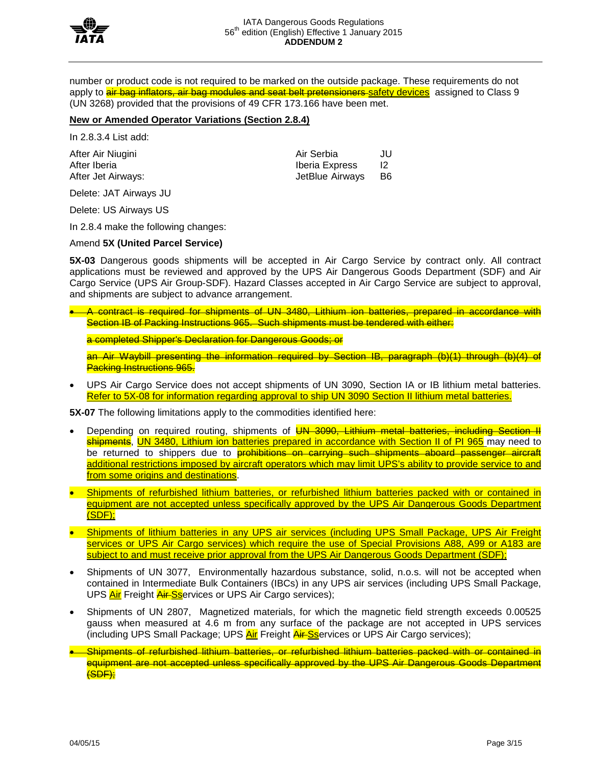number or product code is not required to be marked on the outside package. These requirements do not apply to ~~air bag inflators, air bag modules and seat belt pretensioners~~ safety devices assigned to Class 9 (UN 3268) provided that the provisions of 49 CFR 173.166 have been met.

**New or Amended Operator Variations (Section 2.8.4)**

In 2.8.3.4 List add:

| | | |
|---|---|---|
| After Air Niugini | Air Serbia | JU |
| After Iberia | Iberia Express | I2 |
| After Jet Airways: | JetBlue Airways | B6 |

Delete: JAT Airways JU

Delete: US Airways US

In 2.8.4 make the following changes:

Amend **5X (United Parcel Service)**

**5X-03** Dangerous goods shipments will be accepted in Air Cargo Service by contract only. All contract applications must be reviewed and approved by the UPS Air Dangerous Goods Department (SDF) and Air Cargo Service (UPS Air Group-SDF). Hazard Classes accepted in Air Cargo Service are subject to approval, and shipments are subject to advance arrangement.

- ~~A contract is required for shipments of UN 3480, Lithium ion batteries, prepared in accordance with Section IB of Packing Instructions 965. Such shipments must be tendered with either:~~

  ~~a completed Shipper's Declaration for Dangerous Goods; or~~

  ~~an Air Waybill presenting the information required by Section IB, paragraph (b)(1) through (b)(4) of Packing Instructions 965.~~

- UPS Air Cargo Service does not accept shipments of UN 3090, Section IA or IB lithium metal batteries. Refer to 5X-08 for information regarding approval to ship UN 3090 Section II lithium metal batteries.

**5X-07** The following limitations apply to the commodities identified here:

- Depending on required routing, shipments of ~~UN 3090, Lithium metal batteries, including Section II shipments~~, UN 3480, Lithium ion batteries prepared in accordance with Section II of PI 965 may need to be returned to shippers due to ~~prohibitions on carrying such shipments aboard passenger aircraft~~ additional restrictions imposed by aircraft operators which may limit UPS's ability to provide service to and from some origins and destinations.
- Shipments of refurbished lithium batteries, or refurbished lithium batteries packed with or contained in equipment are not accepted unless specifically approved by the UPS Air Dangerous Goods Department (SDF);
- Shipments of lithium batteries in any UPS air services (including UPS Small Package, UPS Air Freight services or UPS Air Cargo services) which require the use of Special Provisions A88, A99 or A183 are subject to and must receive prior approval from the UPS Air Dangerous Goods Department (SDF);
- Shipments of UN 3077, Environmentally hazardous substance, solid, n.o.s. will not be accepted when contained in Intermediate Bulk Containers (IBCs) in any UPS air services (including UPS Small Package, UPS Air Freight ~~Air S~~services or UPS Air Cargo services);
- Shipments of UN 2807, Magnetized materials, for which the magnetic field strength exceeds 0.00525 gauss when measured at 4.6 m from any surface of the package are not accepted in UPS services (including UPS Small Package; UPS Air Freight ~~Air S~~services or UPS Air Cargo services);
- ~~Shipments of refurbished lithium batteries, or refurbished lithium batteries packed with or contained in equipment are not accepted unless specifically approved by the UPS Air Dangerous Goods Department (SDF);~~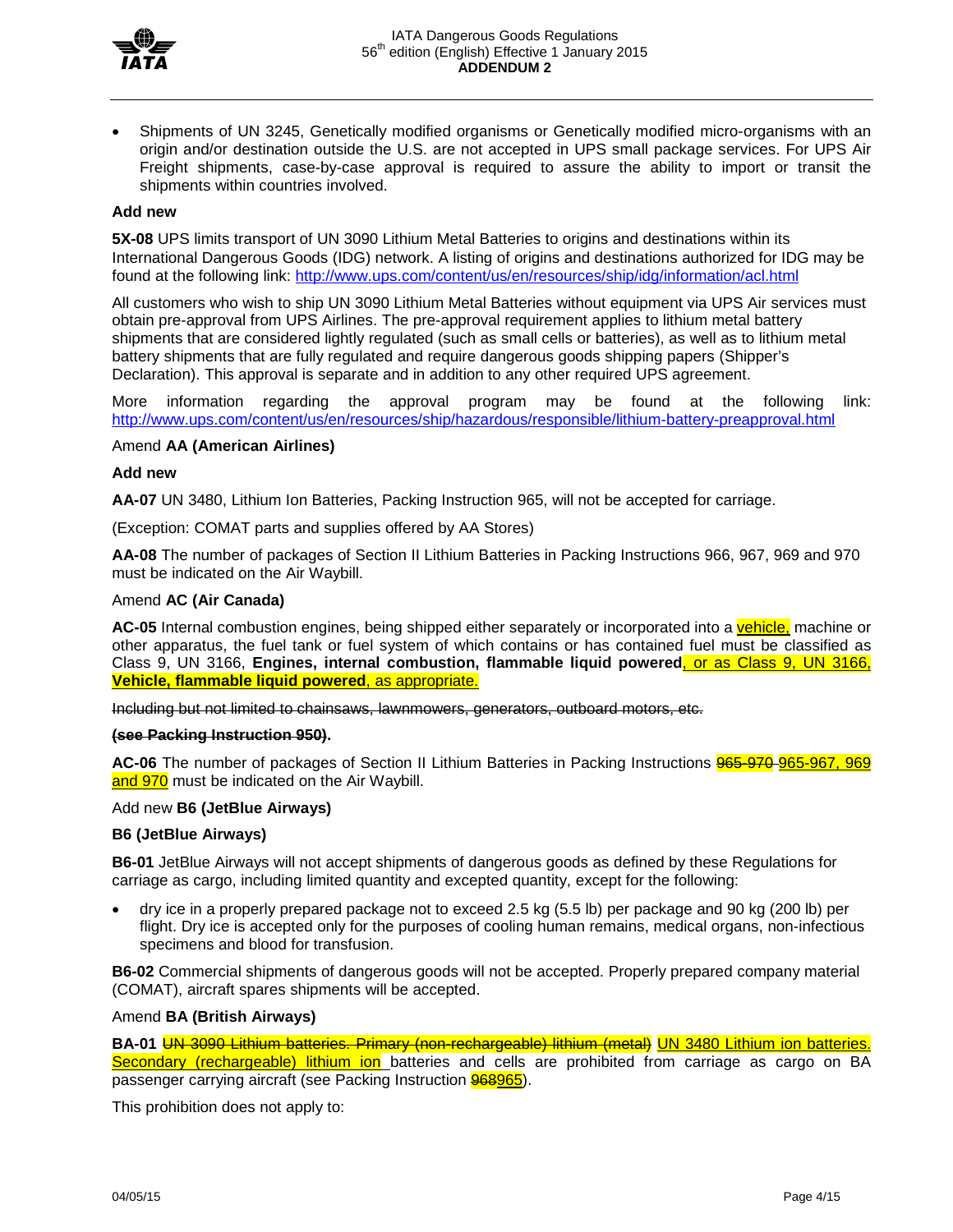- Shipments of UN 3245, Genetically modified organisms or Genetically modified micro-organisms with an origin and/or destination outside the U.S. are not accepted in UPS small package services. For UPS Air Freight shipments, case-by-case approval is required to assure the ability to import or transit the shipments within countries involved.

**Add new**

**5X-08** UPS limits transport of UN 3090 Lithium Metal Batteries to origins and destinations within its International Dangerous Goods (IDG) network. A listing of origins and destinations authorized for IDG may be found at the following link: http://www.ups.com/content/us/en/resources/ship/idg/information/acl.html

All customers who wish to ship UN 3090 Lithium Metal Batteries without equipment via UPS Air services must obtain pre-approval from UPS Airlines. The pre-approval requirement applies to lithium metal battery shipments that are considered lightly regulated (such as small cells or batteries), as well as to lithium metal battery shipments that are fully regulated and require dangerous goods shipping papers (Shipper's Declaration). This approval is separate and in addition to any other required UPS agreement.

More information regarding the approval program may be found at the following link: http://www.ups.com/content/us/en/resources/ship/hazardous/responsible/lithium-battery-preapproval.html

Amend **AA (American Airlines)**

**Add new**

**AA-07** UN 3480, Lithium Ion Batteries, Packing Instruction 965, will not be accepted for carriage.

(Exception: COMAT parts and supplies offered by AA Stores)

**AA-08** The number of packages of Section II Lithium Batteries in Packing Instructions 966, 967, 969 and 970 must be indicated on the Air Waybill.

Amend **AC (Air Canada)**

**AC-05** Internal combustion engines, being shipped either separately or incorporated into a <ins>vehicle,</ins> machine or other apparatus, the fuel tank or fuel system of which contains or has contained fuel must be classified as Class 9, UN 3166, **Engines, internal combustion, flammable liquid powered**<ins>, or as Class 9, UN 3166, **Vehicle, flammable liquid powered**, as appropriate.</ins>

~~Including but not limited to chainsaws, lawnmowers, generators, outboard motors, etc.~~

~~**(see Packing Instruction 950).**~~

**AC-06** The number of packages of Section II Lithium Batteries in Packing Instructions ~~965-970~~ <ins>965-967, 969 and 970</ins> must be indicated on the Air Waybill.

Add new **B6 (JetBlue Airways)**

**B6 (JetBlue Airways)**

**B6-01** JetBlue Airways will not accept shipments of dangerous goods as defined by these Regulations for carriage as cargo, including limited quantity and excepted quantity, except for the following:

- dry ice in a properly prepared package not to exceed 2.5 kg (5.5 lb) per package and 90 kg (200 lb) per flight. Dry ice is accepted only for the purposes of cooling human remains, medical organs, non-infectious specimens and blood for transfusion.

**B6-02** Commercial shipments of dangerous goods will not be accepted. Properly prepared company material (COMAT), aircraft spares shipments will be accepted.

Amend **BA (British Airways)**

**BA-01** ~~UN 3090 Lithium batteries. Primary (non-rechargeable) lithium (metal)~~ <ins>UN 3480 Lithium ion batteries. Secondary (rechargeable) lithium ion</ins> batteries and cells are prohibited from carriage as cargo on BA passenger carrying aircraft (see Packing Instruction ~~968~~<ins>965</ins>).

This prohibition does not apply to: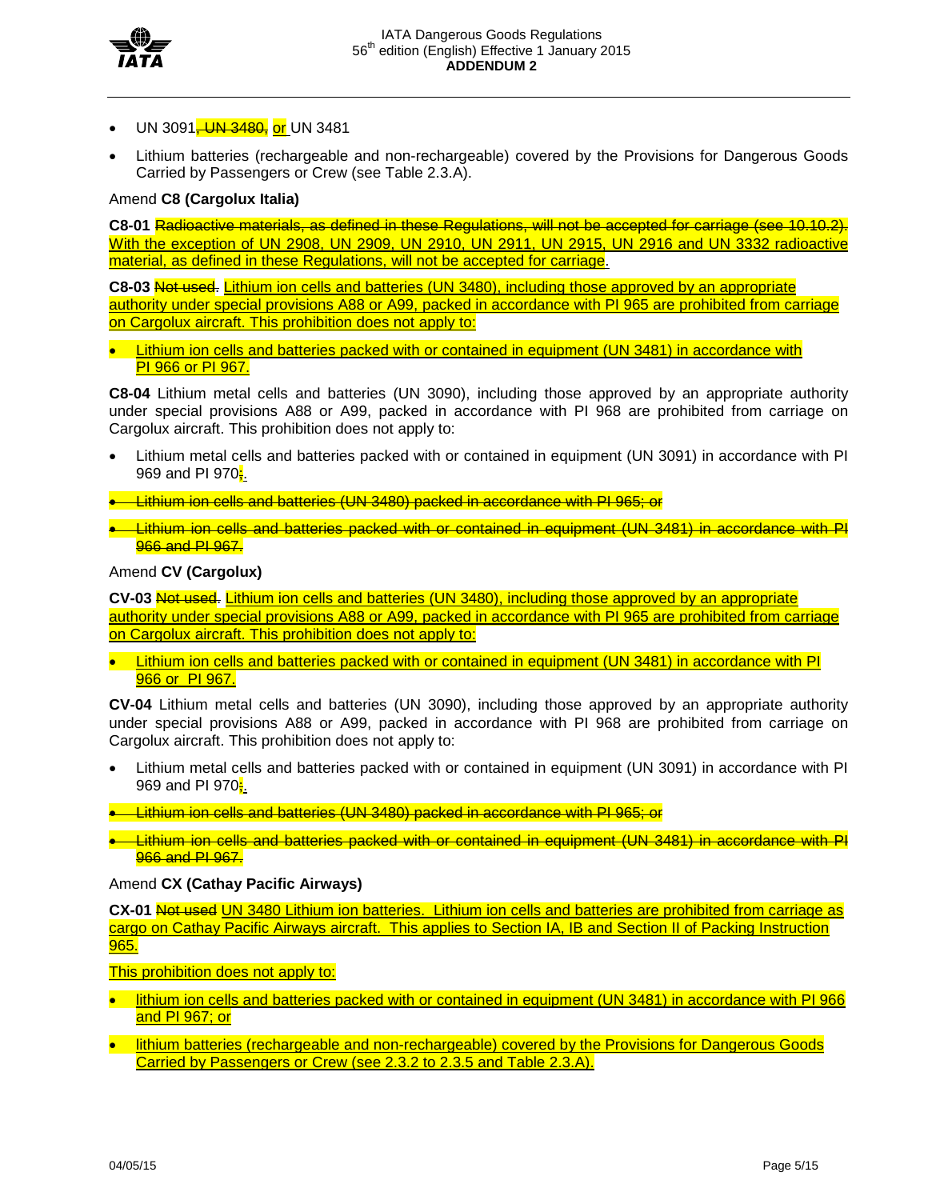- UN 3091~~, UN 3480,~~ or UN 3481
- Lithium batteries (rechargeable and non-rechargeable) covered by the Provisions for Dangerous Goods Carried by Passengers or Crew (see Table 2.3.A).

Amend **C8 (Cargolux Italia)**

**C8-01** ~~Radioactive materials, as defined in these Regulations, will not be accepted for carriage (see 10.10.2).~~ With the exception of UN 2908, UN 2909, UN 2910, UN 2911, UN 2915, UN 2916 and UN 3332 radioactive material, as defined in these Regulations, will not be accepted for carriage.

**C8-03** ~~Not used.~~ Lithium ion cells and batteries (UN 3480), including those approved by an appropriate authority under special provisions A88 or A99, packed in accordance with PI 965 are prohibited from carriage on Cargolux aircraft. This prohibition does not apply to:

- Lithium ion cells and batteries packed with or contained in equipment (UN 3481) in accordance with PI 966 or PI 967.

**C8-04** Lithium metal cells and batteries (UN 3090), including those approved by an appropriate authority under special provisions A88 or A99, packed in accordance with PI 968 are prohibited from carriage on Cargolux aircraft. This prohibition does not apply to:

- Lithium metal cells and batteries packed with or contained in equipment (UN 3091) in accordance with PI 969 and PI 970~~;~~.
- ~~Lithium ion cells and batteries (UN 3480) packed in accordance with PI 965; or~~
- ~~Lithium ion cells and batteries packed with or contained in equipment (UN 3481) in accordance with PI 966 and PI 967.~~

Amend **CV (Cargolux)**

**CV-03** ~~Not used.~~ Lithium ion cells and batteries (UN 3480), including those approved by an appropriate authority under special provisions A88 or A99, packed in accordance with PI 965 are prohibited from carriage on Cargolux aircraft. This prohibition does not apply to:

- Lithium ion cells and batteries packed with or contained in equipment (UN 3481) in accordance with PI 966 or PI 967.

**CV-04** Lithium metal cells and batteries (UN 3090), including those approved by an appropriate authority under special provisions A88 or A99, packed in accordance with PI 968 are prohibited from carriage on Cargolux aircraft. This prohibition does not apply to:

- Lithium metal cells and batteries packed with or contained in equipment (UN 3091) in accordance with PI 969 and PI 970~~;~~.
- ~~Lithium ion cells and batteries (UN 3480) packed in accordance with PI 965; or~~
- ~~Lithium ion cells and batteries packed with or contained in equipment (UN 3481) in accordance with PI 966 and PI 967.~~

Amend **CX (Cathay Pacific Airways)**

**CX-01** ~~Not used~~ UN 3480 Lithium ion batteries. Lithium ion cells and batteries are prohibited from carriage as cargo on Cathay Pacific Airways aircraft. This applies to Section IA, IB and Section II of Packing Instruction 965.

This prohibition does not apply to:

- lithium ion cells and batteries packed with or contained in equipment (UN 3481) in accordance with PI 966 and PI 967; or
- lithium batteries (rechargeable and non-rechargeable) covered by the Provisions for Dangerous Goods Carried by Passengers or Crew (see 2.3.2 to 2.3.5 and Table 2.3.A).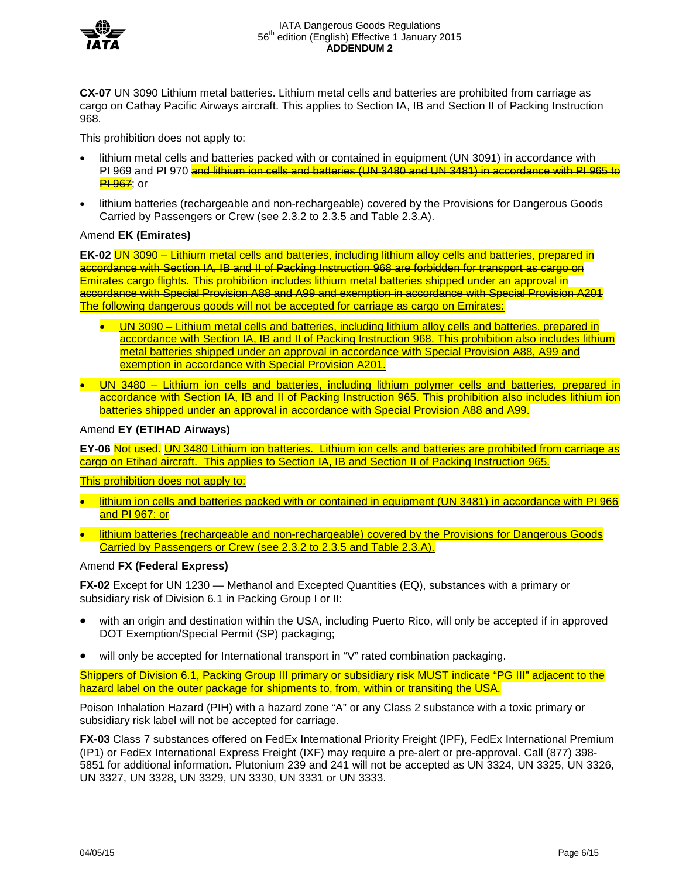**CX-07** UN 3090 Lithium metal batteries. Lithium metal cells and batteries are prohibited from carriage as cargo on Cathay Pacific Airways aircraft. This applies to Section IA, IB and Section II of Packing Instruction 968.

This prohibition does not apply to:

- lithium metal cells and batteries packed with or contained in equipment (UN 3091) in accordance with PI 969 and PI 970 ~~and lithium ion cells and batteries (UN 3480 and UN 3481) in accordance with PI 965 to PI 967~~; or
- lithium batteries (rechargeable and non-rechargeable) covered by the Provisions for Dangerous Goods Carried by Passengers or Crew (see 2.3.2 to 2.3.5 and Table 2.3.A).

Amend **EK (Emirates)**

**EK-02** ~~UN 3090 – Lithium metal cells and batteries, including lithium alloy cells and batteries, prepared in accordance with Section IA, IB and II of Packing Instruction 968 are forbidden for transport as cargo on Emirates cargo flights. This prohibition includes lithium metal batteries shipped under an approval in accordance with Special Provision A88 and A99 and exemption in accordance with Special Provision A201~~ The following dangerous goods will not be accepted for carriage as cargo on Emirates:

- UN 3090 – Lithium metal cells and batteries, including lithium alloy cells and batteries, prepared in accordance with Section IA, IB and II of Packing Instruction 968. This prohibition also includes lithium metal batteries shipped under an approval in accordance with Special Provision A88, A99 and exemption in accordance with Special Provision A201.
- UN 3480 – Lithium ion cells and batteries, including lithium polymer cells and batteries, prepared in accordance with Section IA, IB and II of Packing Instruction 965. This prohibition also includes lithium ion batteries shipped under an approval in accordance with Special Provision A88 and A99.

Amend **EY (ETIHAD Airways)**

**EY-06** ~~Not used.~~ UN 3480 Lithium ion batteries. Lithium ion cells and batteries are prohibited from carriage as cargo on Etihad aircraft. This applies to Section IA, IB and Section II of Packing Instruction 965.

This prohibition does not apply to:

- lithium ion cells and batteries packed with or contained in equipment (UN 3481) in accordance with PI 966 and PI 967; or
- lithium batteries (rechargeable and non-rechargeable) covered by the Provisions for Dangerous Goods Carried by Passengers or Crew (see 2.3.2 to 2.3.5 and Table 2.3.A).

Amend **FX (Federal Express)**

**FX-02** Except for UN 1230 — Methanol and Excepted Quantities (EQ), substances with a primary or subsidiary risk of Division 6.1 in Packing Group I or II:

- with an origin and destination within the USA, including Puerto Rico, will only be accepted if in approved DOT Exemption/Special Permit (SP) packaging;
- will only be accepted for International transport in "V" rated combination packaging.

~~Shippers of Division 6.1, Packing Group III primary or subsidiary risk MUST indicate "PG III" adjacent to the hazard label on the outer package for shipments to, from, within or transiting the USA.~~

Poison Inhalation Hazard (PIH) with a hazard zone "A" or any Class 2 substance with a toxic primary or subsidiary risk label will not be accepted for carriage.

**FX-03** Class 7 substances offered on FedEx International Priority Freight (IPF), FedEx International Premium (IP1) or FedEx International Express Freight (IXF) may require a pre-alert or pre-approval. Call (877) 398-5851 for additional information. Plutonium 239 and 241 will not be accepted as UN 3324, UN 3325, UN 3326, UN 3327, UN 3328, UN 3329, UN 3330, UN 3331 or UN 3333.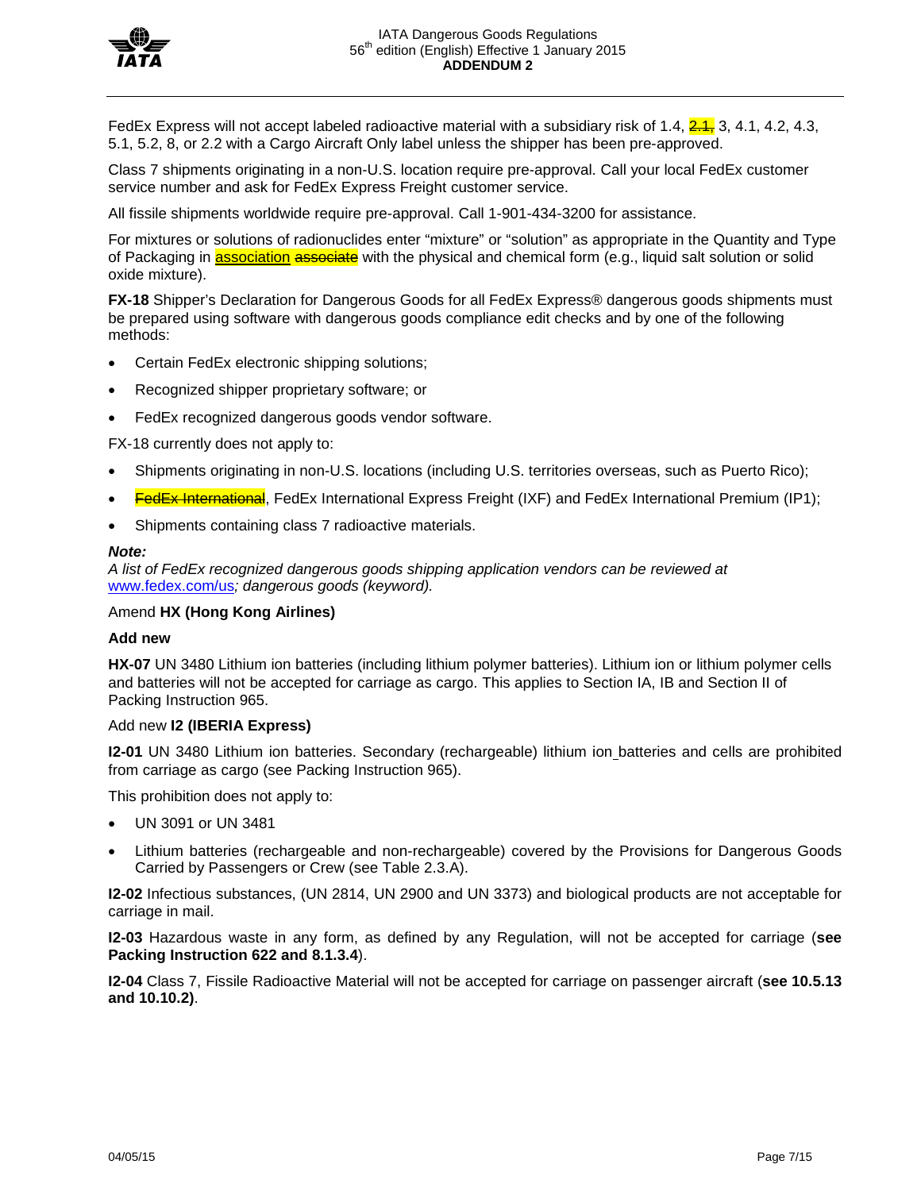FedEx Express will not accept labeled radioactive material with a subsidiary risk of 1.4, ~~2.1,~~ 3, 4.1, 4.2, 4.3, 5.1, 5.2, 8, or 2.2 with a Cargo Aircraft Only label unless the shipper has been pre-approved.

Class 7 shipments originating in a non-U.S. location require pre-approval. Call your local FedEx customer service number and ask for FedEx Express Freight customer service.

All fissile shipments worldwide require pre-approval. Call 1-901-434-3200 for assistance.

For mixtures or solutions of radionuclides enter “mixture” or “solution” as appropriate in the Quantity and Type of Packaging in <u>association</u> ~~associate~~ with the physical and chemical form (e.g., liquid salt solution or solid oxide mixture).

**FX-18** Shipper’s Declaration for Dangerous Goods for all FedEx Express® dangerous goods shipments must be prepared using software with dangerous goods compliance edit checks and by one of the following methods:

- Certain FedEx electronic shipping solutions;
- Recognized shipper proprietary software; or
- FedEx recognized dangerous goods vendor software.

FX-18 currently does not apply to:

- Shipments originating in non-U.S. locations (including U.S. territories overseas, such as Puerto Rico);
- ~~FedEx International~~, FedEx International Express Freight (IXF) and FedEx International Premium (IP1);
- Shipments containing class 7 radioactive materials.

***Note:***
*A list of FedEx recognized dangerous goods shipping application vendors can be reviewed at* www.fedex.com/us*; dangerous goods (keyword).*

Amend **HX (Hong Kong Airlines)**

**Add new**

**HX-07** UN 3480 Lithium ion batteries (including lithium polymer batteries). Lithium ion or lithium polymer cells and batteries will not be accepted for carriage as cargo. This applies to Section IA, IB and Section II of Packing Instruction 965.

Add new **I2 (IBERIA Express)**

**I2-01** UN 3480 Lithium ion batteries. Secondary (rechargeable) lithium ion batteries and cells are prohibited from carriage as cargo (see Packing Instruction 965).

This prohibition does not apply to:

- UN 3091 or UN 3481
- Lithium batteries (rechargeable and non-rechargeable) covered by the Provisions for Dangerous Goods Carried by Passengers or Crew (see Table 2.3.A).

**I2-02** Infectious substances, (UN 2814, UN 2900 and UN 3373) and biological products are not acceptable for carriage in mail.

**I2-03** Hazardous waste in any form, as defined by any Regulation, will not be accepted for carriage (**see Packing Instruction 622 and 8.1.3.4**).

**I2-04** Class 7, Fissile Radioactive Material will not be accepted for carriage on passenger aircraft (**see 10.5.13 and 10.10.2)**.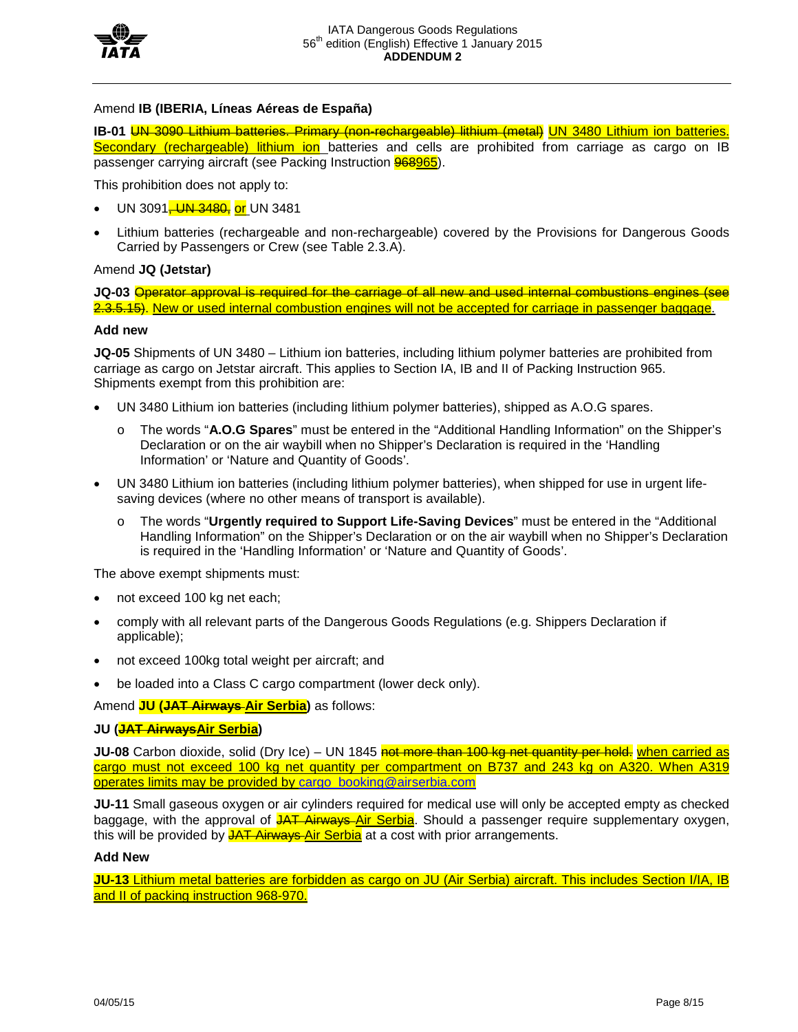Amend **IB (IBERIA, Líneas Aéreas de España)**

**IB-01** ~~UN 3090 Lithium batteries. Primary (non-rechargeable) lithium (metal)~~ UN 3480 Lithium ion batteries. Secondary (rechargeable) lithium ion batteries and cells are prohibited from carriage as cargo on IB passenger carrying aircraft (see Packing Instruction ~~968~~965).

This prohibition does not apply to:

- UN 3091~~, UN 3480,~~ or UN 3481
- Lithium batteries (rechargeable and non-rechargeable) covered by the Provisions for Dangerous Goods Carried by Passengers or Crew (see Table 2.3.A).

Amend **JQ (Jetstar)**

**JQ-03** ~~Operator approval is required for the carriage of all new and used internal combustions engines (see 2.3.5.15)~~. New or used internal combustion engines will not be accepted for carriage in passenger baggage.

**Add new**

**JQ-05** Shipments of UN 3480 – Lithium ion batteries, including lithium polymer batteries are prohibited from carriage as cargo on Jetstar aircraft. This applies to Section IA, IB and II of Packing Instruction 965. Shipments exempt from this prohibition are:

- UN 3480 Lithium ion batteries (including lithium polymer batteries), shipped as A.O.G spares.
  - The words "**A.O.G Spares**" must be entered in the "Additional Handling Information" on the Shipper's Declaration or on the air waybill when no Shipper's Declaration is required in the 'Handling Information' or 'Nature and Quantity of Goods'.
- UN 3480 Lithium ion batteries (including lithium polymer batteries), when shipped for use in urgent life-saving devices (where no other means of transport is available).
  - The words "**Urgently required to Support Life-Saving Devices**" must be entered in the "Additional Handling Information" on the Shipper's Declaration or on the air waybill when no Shipper's Declaration is required in the 'Handling Information' or 'Nature and Quantity of Goods'.

The above exempt shipments must:

- not exceed 100 kg net each;
- comply with all relevant parts of the Dangerous Goods Regulations (e.g. Shippers Declaration if applicable);
- not exceed 100kg total weight per aircraft; and
- be loaded into a Class C cargo compartment (lower deck only).

Amend **JU (~~JAT Airways~~ Air Serbia)** as follows:

**JU (~~JAT Airways~~Air Serbia)**

**JU-08** Carbon dioxide, solid (Dry Ice) – UN 1845 ~~not more than 100 kg net quantity per hold.~~ when carried as cargo must not exceed 100 kg net quantity per compartment on B737 and 243 kg on A320. When A319 operates limits may be provided by cargo_booking@airserbia.com

**JU-11** Small gaseous oxygen or air cylinders required for medical use will only be accepted empty as checked baggage, with the approval of ~~JAT Airways~~ Air Serbia. Should a passenger require supplementary oxygen, this will be provided by ~~JAT Airways~~ Air Serbia at a cost with prior arrangements.

**Add New**

**JU-13** Lithium metal batteries are forbidden as cargo on JU (Air Serbia) aircraft. This includes Section I/IA, IB and II of packing instruction 968-970.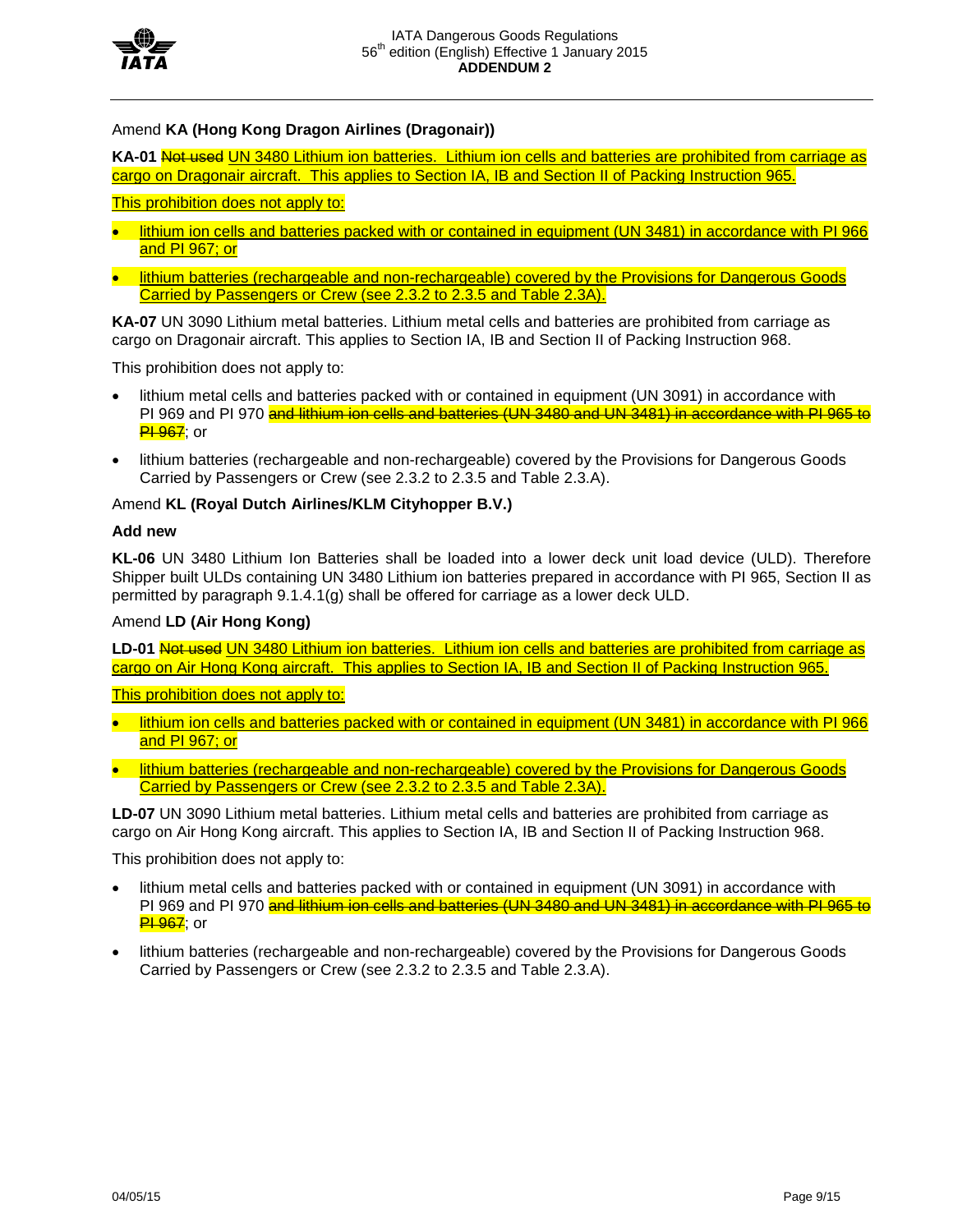Amend **KA (Hong Kong Dragon Airlines (Dragonair))**

**KA-01** ~~Not used~~ UN 3480 Lithium ion batteries. Lithium ion cells and batteries are prohibited from carriage as cargo on Dragonair aircraft. This applies to Section IA, IB and Section II of Packing Instruction 965.

This prohibition does not apply to:

- lithium ion cells and batteries packed with or contained in equipment (UN 3481) in accordance with PI 966 and PI 967; or
- lithium batteries (rechargeable and non-rechargeable) covered by the Provisions for Dangerous Goods Carried by Passengers or Crew (see 2.3.2 to 2.3.5 and Table 2.3A).

**KA-07** UN 3090 Lithium metal batteries. Lithium metal cells and batteries are prohibited from carriage as cargo on Dragonair aircraft. This applies to Section IA, IB and Section II of Packing Instruction 968.

This prohibition does not apply to:

- lithium metal cells and batteries packed with or contained in equipment (UN 3091) in accordance with PI 969 and PI 970 ~~and lithium ion cells and batteries (UN 3480 and UN 3481) in accordance with PI 965 to PI 967~~; or
- lithium batteries (rechargeable and non-rechargeable) covered by the Provisions for Dangerous Goods Carried by Passengers or Crew (see 2.3.2 to 2.3.5 and Table 2.3.A).

Amend **KL (Royal Dutch Airlines/KLM Cityhopper B.V.)**

**Add new**

**KL-06** UN 3480 Lithium Ion Batteries shall be loaded into a lower deck unit load device (ULD). Therefore Shipper built ULDs containing UN 3480 Lithium ion batteries prepared in accordance with PI 965, Section II as permitted by paragraph 9.1.4.1(g) shall be offered for carriage as a lower deck ULD.

Amend **LD (Air Hong Kong)**

**LD-01** ~~Not used~~ UN 3480 Lithium ion batteries. Lithium ion cells and batteries are prohibited from carriage as cargo on Air Hong Kong aircraft. This applies to Section IA, IB and Section II of Packing Instruction 965.

This prohibition does not apply to:

- lithium ion cells and batteries packed with or contained in equipment (UN 3481) in accordance with PI 966 and PI 967; or
- lithium batteries (rechargeable and non-rechargeable) covered by the Provisions for Dangerous Goods Carried by Passengers or Crew (see 2.3.2 to 2.3.5 and Table 2.3A).

**LD-07** UN 3090 Lithium metal batteries. Lithium metal cells and batteries are prohibited from carriage as cargo on Air Hong Kong aircraft. This applies to Section IA, IB and Section II of Packing Instruction 968.

This prohibition does not apply to:

- lithium metal cells and batteries packed with or contained in equipment (UN 3091) in accordance with PI 969 and PI 970 ~~and lithium ion cells and batteries (UN 3480 and UN 3481) in accordance with PI 965 to PI 967~~; or
- lithium batteries (rechargeable and non-rechargeable) covered by the Provisions for Dangerous Goods Carried by Passengers or Crew (see 2.3.2 to 2.3.5 and Table 2.3.A).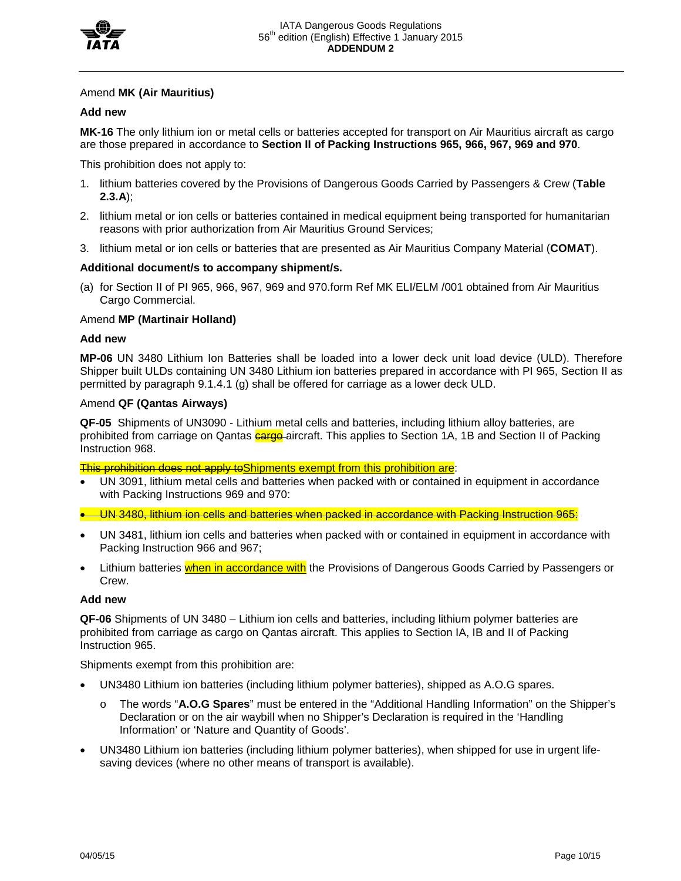Amend **MK (Air Mauritius)**

**Add new**

**MK-16** The only lithium ion or metal cells or batteries accepted for transport on Air Mauritius aircraft as cargo are those prepared in accordance to **Section II of Packing Instructions 965, 966, 967, 969 and 970**.

This prohibition does not apply to:

1. lithium batteries covered by the Provisions of Dangerous Goods Carried by Passengers & Crew (**Table 2.3.A**);
2. lithium metal or ion cells or batteries contained in medical equipment being transported for humanitarian reasons with prior authorization from Air Mauritius Ground Services;
3. lithium metal or ion cells or batteries that are presented as Air Mauritius Company Material (**COMAT**).

**Additional document/s to accompany shipment/s.**

(a) for Section II of PI 965, 966, 967, 969 and 970.form Ref MK ELI/ELM /001 obtained from Air Mauritius Cargo Commercial.

Amend **MP (Martinair Holland)**

**Add new**

**MP-06** UN 3480 Lithium Ion Batteries shall be loaded into a lower deck unit load device (ULD). Therefore Shipper built ULDs containing UN 3480 Lithium ion batteries prepared in accordance with PI 965, Section II as permitted by paragraph 9.1.4.1 (g) shall be offered for carriage as a lower deck ULD.

Amend **QF (Qantas Airways)**

**QF-05** Shipments of UN3090 - Lithium metal cells and batteries, including lithium alloy batteries, are prohibited from carriage on Qantas ~~cargo~~ aircraft. This applies to Section 1A, 1B and Section II of Packing Instruction 968.

~~This prohibition does not apply to~~Shipments exempt from this prohibition are:

- UN 3091, lithium metal cells and batteries when packed with or contained in equipment in accordance with Packing Instructions 969 and 970:
- ~~UN 3480, lithium ion cells and batteries when packed in accordance with Packing Instruction 965:~~
- UN 3481, lithium ion cells and batteries when packed with or contained in equipment in accordance with Packing Instruction 966 and 967;
- Lithium batteries when in accordance with the Provisions of Dangerous Goods Carried by Passengers or Crew.

**Add new**

**QF-06** Shipments of UN 3480 – Lithium ion cells and batteries, including lithium polymer batteries are prohibited from carriage as cargo on Qantas aircraft. This applies to Section IA, IB and II of Packing Instruction 965.

Shipments exempt from this prohibition are:

- UN3480 Lithium ion batteries (including lithium polymer batteries), shipped as A.O.G spares.
  - The words "**A.O.G Spares**" must be entered in the "Additional Handling Information" on the Shipper's Declaration or on the air waybill when no Shipper's Declaration is required in the 'Handling Information' or 'Nature and Quantity of Goods'.
- UN3480 Lithium ion batteries (including lithium polymer batteries), when shipped for use in urgent life-saving devices (where no other means of transport is available).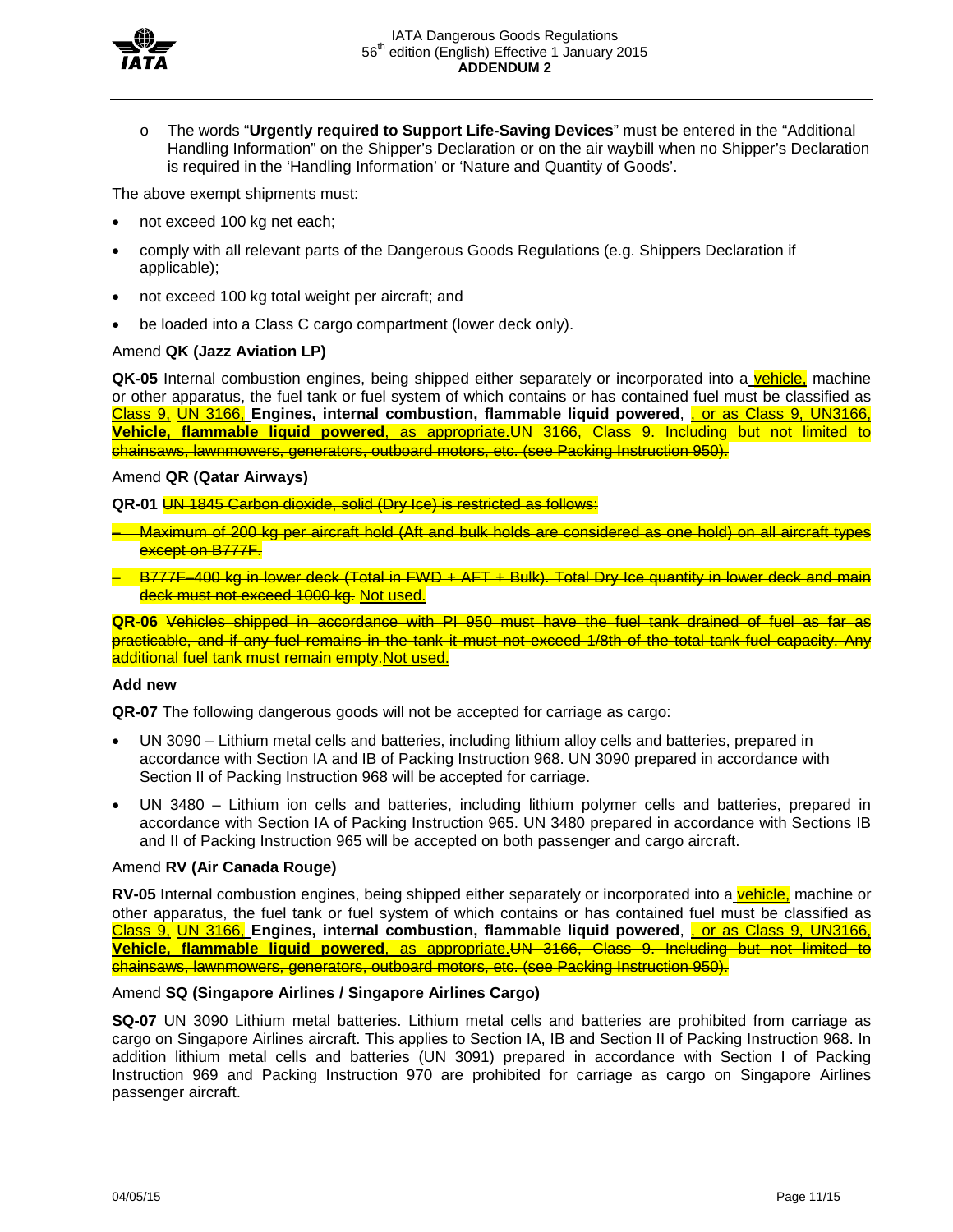- o The words "**Urgently required to Support Life-Saving Devices**" must be entered in the "Additional Handling Information" on the Shipper's Declaration or on the air waybill when no Shipper's Declaration is required in the 'Handling Information' or 'Nature and Quantity of Goods'.

The above exempt shipments must:

- not exceed 100 kg net each;
- comply with all relevant parts of the Dangerous Goods Regulations (e.g. Shippers Declaration if applicable);
- not exceed 100 kg total weight per aircraft; and
- be loaded into a Class C cargo compartment (lower deck only).

Amend **QK (Jazz Aviation LP)**

**QK-05** Internal combustion engines, being shipped either separately or incorporated into a vehicle, machine or other apparatus, the fuel tank or fuel system of which contains or has contained fuel must be classified as Class 9, UN 3166, **Engines, internal combustion, flammable liquid powered**, , or as Class 9, UN3166, **Vehicle, flammable liquid powered**, as appropriate.~~UN 3166, Class 9. Including but not limited to chainsaws, lawnmowers, generators, outboard motors, etc. (see Packing Instruction 950).~~

Amend **QR (Qatar Airways)**

**QR-01** ~~UN 1845 Carbon dioxide, solid (Dry Ice) is restricted as follows:~~

- ~~Maximum of 200 kg per aircraft hold (Aft and bulk holds are considered as one hold) on all aircraft types except on B777F.~~
- ~~B777F–400 kg in lower deck (Total in FWD + AFT + Bulk). Total Dry Ice quantity in lower deck and main deck must not exceed 1000 kg.~~ Not used.

**QR-06** ~~Vehicles shipped in accordance with PI 950 must have the fuel tank drained of fuel as far as practicable, and if any fuel remains in the tank it must not exceed 1/8th of the total tank fuel capacity. Any additional fuel tank must remain empty.~~Not used.

**Add new**

**QR-07** The following dangerous goods will not be accepted for carriage as cargo:

- UN 3090 – Lithium metal cells and batteries, including lithium alloy cells and batteries, prepared in accordance with Section IA and IB of Packing Instruction 968. UN 3090 prepared in accordance with Section II of Packing Instruction 968 will be accepted for carriage.
- UN 3480 – Lithium ion cells and batteries, including lithium polymer cells and batteries, prepared in accordance with Section IA of Packing Instruction 965. UN 3480 prepared in accordance with Sections IB and II of Packing Instruction 965 will be accepted on both passenger and cargo aircraft.

Amend **RV (Air Canada Rouge)**

**RV-05** Internal combustion engines, being shipped either separately or incorporated into a vehicle, machine or other apparatus, the fuel tank or fuel system of which contains or has contained fuel must be classified as Class 9, UN 3166, **Engines, internal combustion, flammable liquid powered**, , or as Class 9, UN3166, **Vehicle, flammable liquid powered**, as appropriate.~~UN 3166, Class 9. Including but not limited to chainsaws, lawnmowers, generators, outboard motors, etc. (see Packing Instruction 950).~~

Amend **SQ (Singapore Airlines / Singapore Airlines Cargo)**

**SQ-07** UN 3090 Lithium metal batteries. Lithium metal cells and batteries are prohibited from carriage as cargo on Singapore Airlines aircraft. This applies to Section IA, IB and Section II of Packing Instruction 968. In addition lithium metal cells and batteries (UN 3091) prepared in accordance with Section I of Packing Instruction 969 and Packing Instruction 970 are prohibited for carriage as cargo on Singapore Airlines passenger aircraft.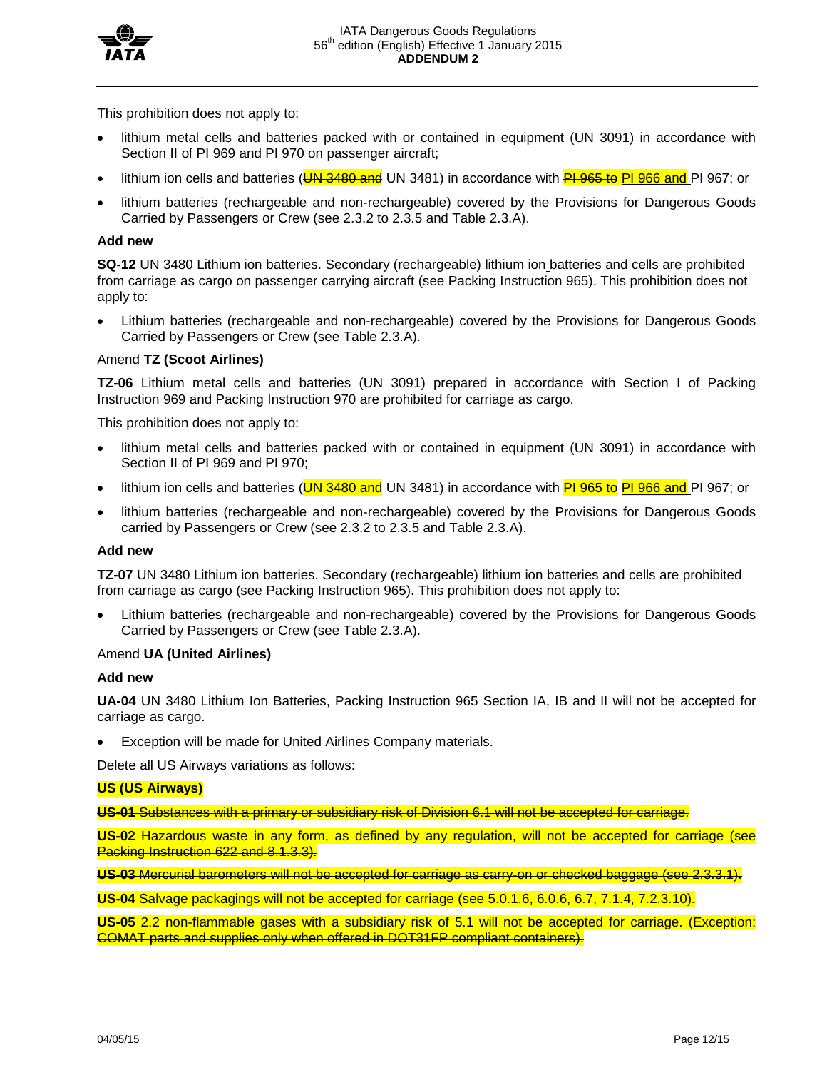This prohibition does not apply to:

- lithium metal cells and batteries packed with or contained in equipment (UN 3091) in accordance with Section II of PI 969 and PI 970 on passenger aircraft;
- lithium ion cells and batteries (~~UN 3480 and~~ UN 3481) in accordance with ~~PI 965 to~~ PI 966 and PI 967; or
- lithium batteries (rechargeable and non-rechargeable) covered by the Provisions for Dangerous Goods Carried by Passengers or Crew (see 2.3.2 to 2.3.5 and Table 2.3.A).

**Add new**

**SQ-12** UN 3480 Lithium ion batteries. Secondary (rechargeable) lithium ion batteries and cells are prohibited from carriage as cargo on passenger carrying aircraft (see Packing Instruction 965). This prohibition does not apply to:

- Lithium batteries (rechargeable and non-rechargeable) covered by the Provisions for Dangerous Goods Carried by Passengers or Crew (see Table 2.3.A).

Amend **TZ (Scoot Airlines)**

**TZ-06** Lithium metal cells and batteries (UN 3091) prepared in accordance with Section I of Packing Instruction 969 and Packing Instruction 970 are prohibited for carriage as cargo.

This prohibition does not apply to:

- lithium metal cells and batteries packed with or contained in equipment (UN 3091) in accordance with Section II of PI 969 and PI 970;
- lithium ion cells and batteries (~~UN 3480 and~~ UN 3481) in accordance with ~~PI 965 to~~ PI 966 and PI 967; or
- lithium batteries (rechargeable and non-rechargeable) covered by the Provisions for Dangerous Goods carried by Passengers or Crew (see 2.3.2 to 2.3.5 and Table 2.3.A).

**Add new**

**TZ-07** UN 3480 Lithium ion batteries. Secondary (rechargeable) lithium ion batteries and cells are prohibited from carriage as cargo (see Packing Instruction 965). This prohibition does not apply to:

- Lithium batteries (rechargeable and non-rechargeable) covered by the Provisions for Dangerous Goods Carried by Passengers or Crew (see Table 2.3.A).

Amend **UA (United Airlines)**

**Add new**

**UA-04** UN 3480 Lithium Ion Batteries, Packing Instruction 965 Section IA, IB and II will not be accepted for carriage as cargo.

- Exception will be made for United Airlines Company materials.

Delete all US Airways variations as follows:

~~**US (US Airways)**~~

~~**US-01** Substances with a primary or subsidiary risk of Division 6.1 will not be accepted for carriage.~~

~~**US-02** Hazardous waste in any form, as defined by any regulation, will not be accepted for carriage (see Packing Instruction 622 and 8.1.3.3).~~

~~**US-03** Mercurial barometers will not be accepted for carriage as carry-on or checked baggage (see 2.3.3.1).~~

~~**US-04** Salvage packagings will not be accepted for carriage (see 5.0.1.6, 6.0.6, 6.7, 7.1.4, 7.2.3.10).~~

~~**US-05** 2.2 non-flammable gases with a subsidiary risk of 5.1 will not be accepted for carriage. (Exception: COMAT parts and supplies only when offered in DOT31FP compliant containers).~~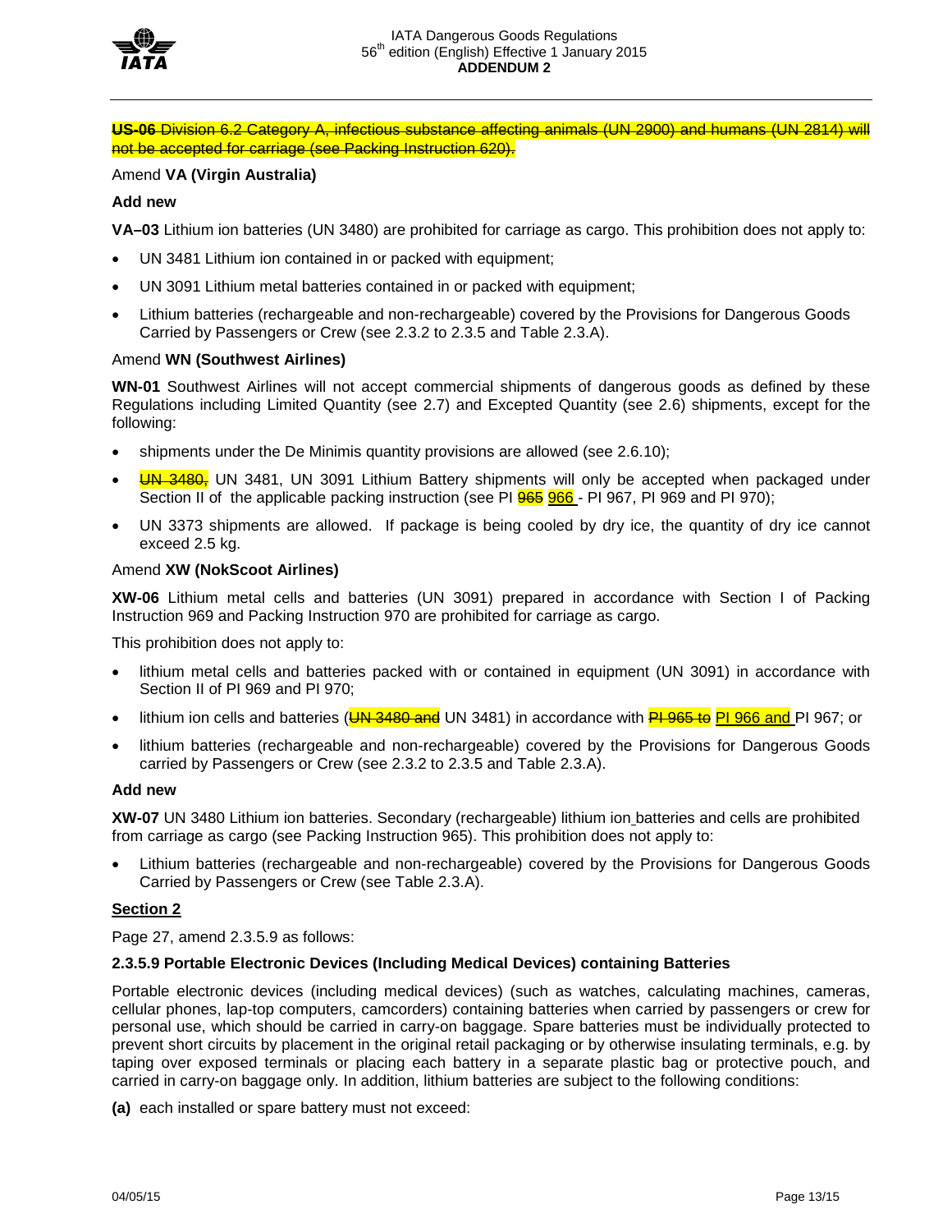~~**US-06** Division 6.2 Category A, infectious substance affecting animals (UN 2900) and humans (UN 2814) will not be accepted for carriage (see Packing Instruction 620).~~

Amend **VA (Virgin Australia)**

**Add new**

**VA–03** Lithium ion batteries (UN 3480) are prohibited for carriage as cargo. This prohibition does not apply to:

- UN 3481 Lithium ion contained in or packed with equipment;
- UN 3091 Lithium metal batteries contained in or packed with equipment;
- Lithium batteries (rechargeable and non-rechargeable) covered by the Provisions for Dangerous Goods Carried by Passengers or Crew (see 2.3.2 to 2.3.5 and Table 2.3.A).

Amend **WN (Southwest Airlines)**

**WN-01** Southwest Airlines will not accept commercial shipments of dangerous goods as defined by these Regulations including Limited Quantity (see 2.7) and Excepted Quantity (see 2.6) shipments, except for the following:

- shipments under the De Minimis quantity provisions are allowed (see 2.6.10);
- ~~UN 3480,~~ UN 3481, UN 3091 Lithium Battery shipments will only be accepted when packaged under Section II of the applicable packing instruction (see PI ~~965~~ 966 - PI 967, PI 969 and PI 970);
- UN 3373 shipments are allowed. If package is being cooled by dry ice, the quantity of dry ice cannot exceed 2.5 kg.

Amend **XW (NokScoot Airlines)**

**XW-06** Lithium metal cells and batteries (UN 3091) prepared in accordance with Section I of Packing Instruction 969 and Packing Instruction 970 are prohibited for carriage as cargo.

This prohibition does not apply to:

- lithium metal cells and batteries packed with or contained in equipment (UN 3091) in accordance with Section II of PI 969 and PI 970;
- lithium ion cells and batteries (~~UN 3480 and~~ UN 3481) in accordance with ~~PI 965 to~~ PI 966 and PI 967; or
- lithium batteries (rechargeable and non-rechargeable) covered by the Provisions for Dangerous Goods carried by Passengers or Crew (see 2.3.2 to 2.3.5 and Table 2.3.A).

**Add new**

**XW-07** UN 3480 Lithium ion batteries. Secondary (rechargeable) lithium ion batteries and cells are prohibited from carriage as cargo (see Packing Instruction 965). This prohibition does not apply to:

- Lithium batteries (rechargeable and non-rechargeable) covered by the Provisions for Dangerous Goods Carried by Passengers or Crew (see Table 2.3.A).

## Section 2

Page 27, amend 2.3.5.9 as follows:

**2.3.5.9 Portable Electronic Devices (Including Medical Devices) containing Batteries**

Portable electronic devices (including medical devices) (such as watches, calculating machines, cameras, cellular phones, lap-top computers, camcorders) containing batteries when carried by passengers or crew for personal use, which should be carried in carry-on baggage. Spare batteries must be individually protected to prevent short circuits by placement in the original retail packaging or by otherwise insulating terminals, e.g. by taping over exposed terminals or placing each battery in a separate plastic bag or protective pouch, and carried in carry-on baggage only. In addition, lithium batteries are subject to the following conditions:

**(a)** each installed or spare battery must not exceed: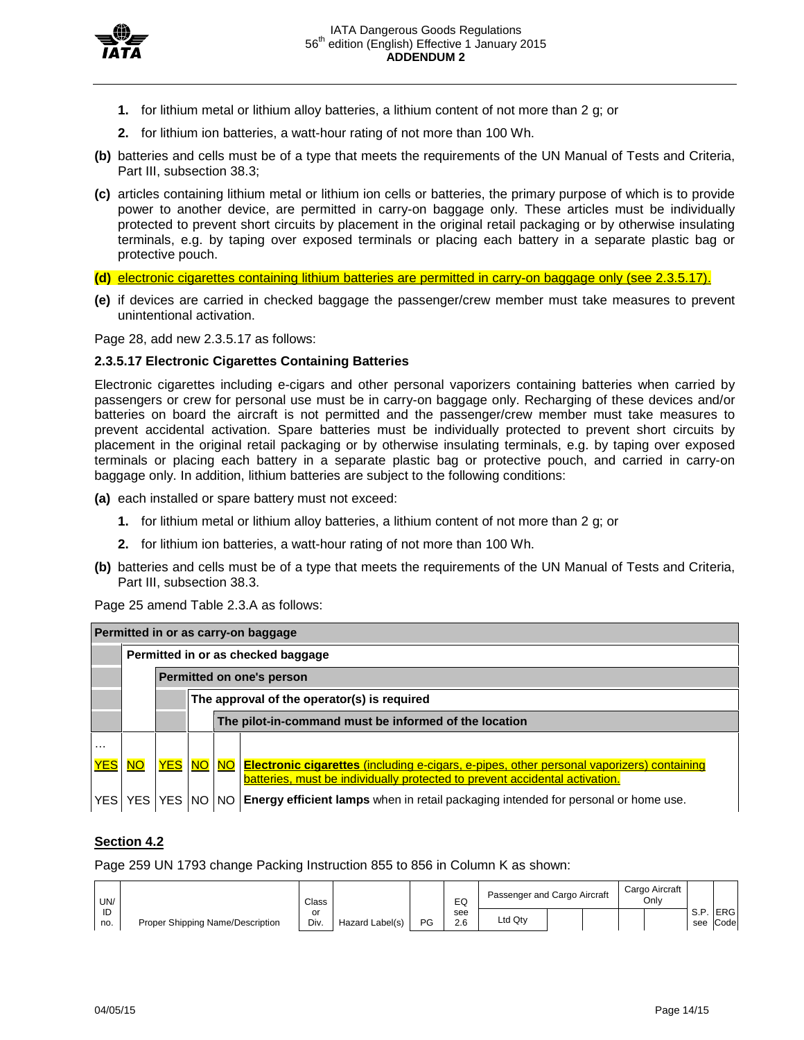1. for lithium metal or lithium alloy batteries, a lithium content of not more than 2 g; or
2. for lithium ion batteries, a watt-hour rating of not more than 100 Wh.

**(b)** batteries and cells must be of a type that meets the requirements of the UN Manual of Tests and Criteria, Part III, subsection 38.3;

**(c)** articles containing lithium metal or lithium ion cells or batteries, the primary purpose of which is to provide power to another device, are permitted in carry-on baggage only. These articles must be individually protected to prevent short circuits by placement in the original retail packaging or by otherwise insulating terminals, e.g. by taping over exposed terminals or placing each battery in a separate plastic bag or protective pouch.

**(d)** electronic cigarettes containing lithium batteries are permitted in carry-on baggage only (see 2.3.5.17).

**(e)** if devices are carried in checked baggage the passenger/crew member must take measures to prevent unintentional activation.

Page 28, add new 2.3.5.17 as follows:

**2.3.5.17 Electronic Cigarettes Containing Batteries**

Electronic cigarettes including e-cigars and other personal vaporizers containing batteries when carried by passengers or crew for personal use must be in carry-on baggage only. Recharging of these devices and/or batteries on board the aircraft is not permitted and the passenger/crew member must take measures to prevent accidental activation. Spare batteries must be individually protected to prevent short circuits by placement in the original retail packaging or by otherwise insulating terminals, e.g. by taping over exposed terminals or placing each battery in a separate plastic bag or protective pouch, and carried in carry-on baggage only. In addition, lithium batteries are subject to the following conditions:

**(a)** each installed or spare battery must not exceed:

1. for lithium metal or lithium alloy batteries, a lithium content of not more than 2 g; or
2. for lithium ion batteries, a watt-hour rating of not more than 100 Wh.

**(b)** batteries and cells must be of a type that meets the requirements of the UN Manual of Tests and Criteria, Part III, subsection 38.3.

Page 25 amend Table 2.3.A as follows:

| Permitted in or as carry-on baggage | Permitted in or as checked baggage | Permitted on one's person | The approval of the operator(s) is required | The pilot-in-command must be informed of the location | |
|---|---|---|---|---|---|
| … | | | | | |
| YES | NO | YES | NO | NO | **Electronic cigarettes** (including e-cigars, e-pipes, other personal vaporizers) containing batteries, must be individually protected to prevent accidental activation. |
| YES | YES | YES | NO | NO | **Energy efficient lamps** when in retail packaging intended for personal or home use. |

## Section 4.2

Page 259 UN 1793 change Packing Instruction 855 to 856 in Column K as shown:

| UN/ ID no. | Proper Shipping Name/Description | Class or Div. | Hazard Label(s) | PG | EQ see 2.6 | Passenger and Cargo Aircraft | | | Cargo Aircraft Only | | S.P. see | ERG Code |
|---|---|---|---|---|---|---|---|---|---|---|---|---|
| | | | | | | Ltd Qty | | | | | | |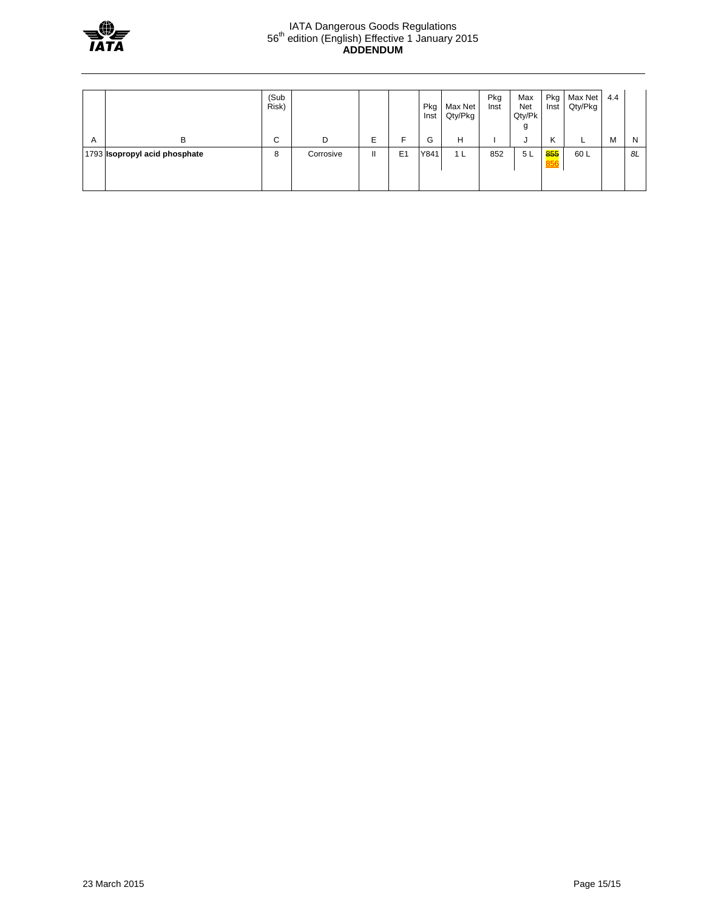| | | (Sub Risk) | | | | Pkg Inst | Max Net Qty/Pkg | Pkg Inst | Max Net Qty/Pkg | Pkg Inst | Max Net Qty/Pkg | 4.4 | |
|---|---|---|---|---|---|---|---|---|---|---|---|---|---|
| A | B | C | D | E | F | G | H | I | J | K | L | M | N |
| 1793 | **Isopropyl acid phosphate** | 8 | Corrosive | II | E1 | Y841 | 1 L | 852 | 5 L | ~~855~~ 856 | 60 L | | *8L* |